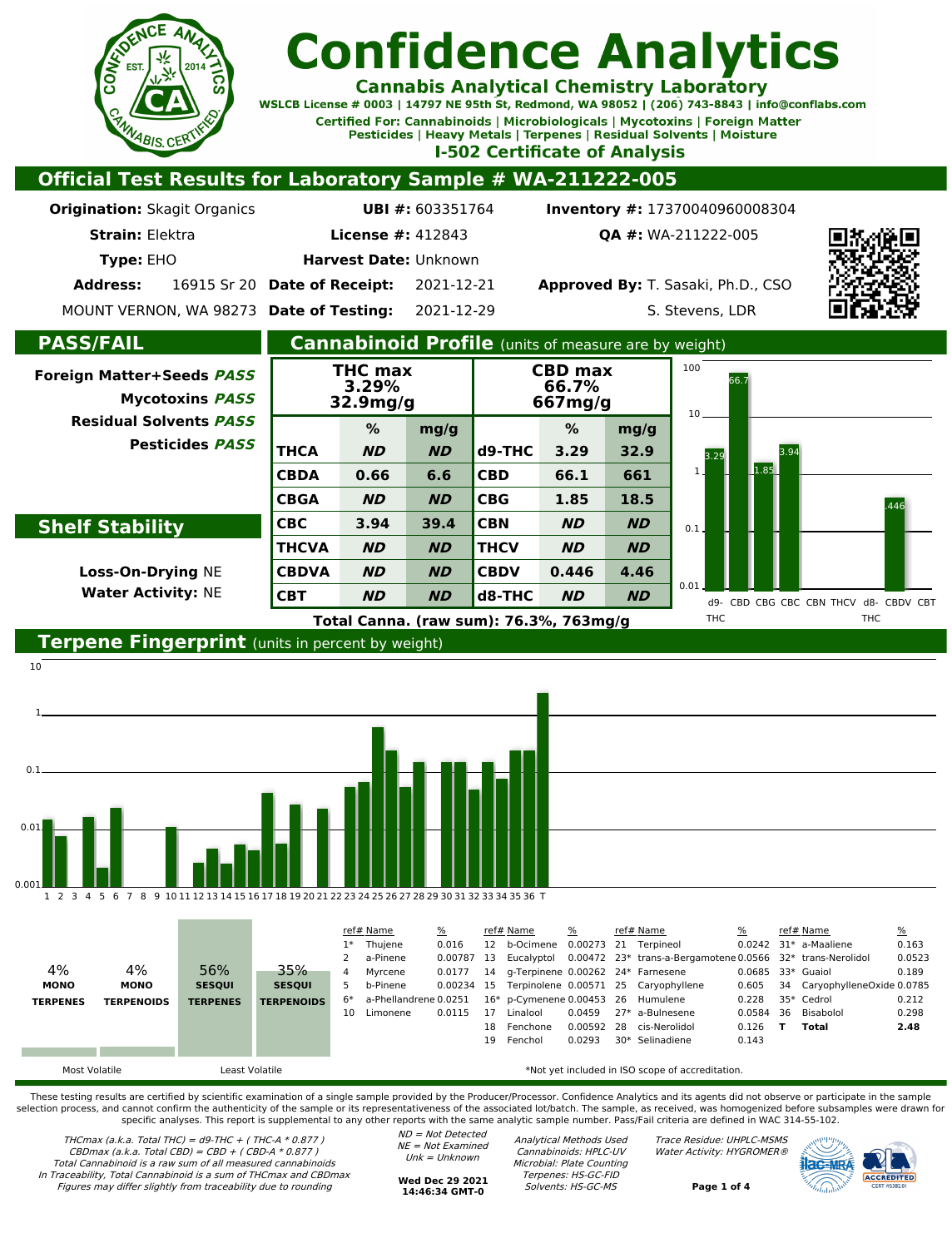# Confidence Analytics

**Cannabis Analytical Chemistry Laboratory**

WSLCB License # 0003 | 14797 NE 95th St, Redmond, WA 98052 | (206) 743-8843 | info@conflabs.com

Certified For: Cannabinoids | Microbiologicals | Mycotoxins | Foreign Matter
Pesticides | Heavy Metals | Terpenes | Residual Solvents | Moisture

**I-502 Certificate of Analysis**

## Official Test Results for Laboratory Sample # WA-211222-005

**Origination:** Skagit Organics
**UBI #:** 603351764
**Inventory #:** 17370040960008304
**Strain:** Elektra
**License #:** 412843
**QA #:** WA-211222-005
**Type:** EHO
**Harvest Date:** Unknown
**Address:** 16915 Sr 20 MOUNT VERNON, WA 98273
**Date of Receipt:** 2021-12-21
**Date of Testing:** 2021-12-29
**Approved By:** T. Sasaki, Ph.D., CSO
S. Stevens, LDR

## PASS/FAIL

**Foreign Matter+Seeds** ***PASS***
**Mycotoxins** ***PASS***
**Residual Solvents** ***PASS***
**Pesticides** ***PASS***

## Shelf Stability

**Loss-On-Drying** NE
**Water Activity:** NE

## Cannabinoid Profile (units of measure are by weight)

| THC max 3.29% 32.9mg/g | | | CBD max 66.7% 667mg/g | | |
|---|---|---|---|---|---|
| | % | mg/g | | % | mg/g |
| THCA | ND | ND | d9-THC | 3.29 | 32.9 |
| CBDA | 0.66 | 6.6 | CBD | 66.1 | 661 |
| CBGA | ND | ND | CBG | 1.85 | 18.5 |
| CBC | 3.94 | 39.4 | CBN | ND | ND |
| THCVA | ND | ND | THCV | ND | ND |
| CBDVA | ND | ND | CBDV | 0.446 | 4.46 |
| CBT | ND | ND | d8-THC | ND | ND |

**Total Canna. (raw sum): 76.3%, 763mg/g**

100
10
1
0.1
0.01
3.29
66.7
1.85
3.94
.446
d9-THC CBD CBG CBC CBN THCV d8-THC CBDV CBT

## Terpene Fingerprint (units in percent by weight)

10
1
0.1
0.01
0.001
1 2 3 4 5 6 7 8 9 10 11 12 13 14 15 16 17 18 19 20 21 22 23 24 25 26 27 28 29 30 31 32 33 34 35 36 T

4% MONO TERPENES
4% MONO TERPENOIDS
56% SESQUI TERPENES
35% SESQUI TERPENOIDS

Most Volatile — Least Volatile

| ref# | Name | % | ref# | Name | % | ref# | Name | % | ref# | Name | % |
|---|---|---|---|---|---|---|---|---|---|---|---|
| 1* | Thujene | 0.016 | 12 | b-Ocimene | 0.00273 | 21 | Terpineol | 0.0242 | 31* | a-Maaliene | 0.163 |
| 2 | a-Pinene | 0.00787 | 13 | Eucalyptol | 0.00472 | 23* | trans-a-Bergamotene | 0.0566 | 32* | trans-Nerolidol | 0.0523 |
| 4 | Myrcene | 0.0177 | 14 | g-Terpinene | 0.00262 | 24* | Farnesene | 0.0685 | 33* | Guaiol | 0.189 |
| 5 | b-Pinene | 0.00234 | 15 | Terpinolene | 0.00571 | 25 | Caryophyllene | 0.605 | 34 | CaryophylleneOxide | 0.0785 |
| 6* | a-Phellandrene | 0.0251 | 16* | p-Cymenene | 0.00453 | 26 | Humulene | 0.228 | 35* | Cedrol | 0.212 |
| 10 | Limonene | 0.0115 | 17 | Linalool | 0.0459 | 27* | a-Bulnesene | 0.0584 | 36 | Bisabolol | 0.298 |
| | | | 18 | Fenchone | 0.00592 | 28 | cis-Nerolidol | 0.126 | **T** | **Total** | **2.48** |
| | | | 19 | Fenchol | 0.0293 | 30* | Selinadiene | 0.143 | | | |

*Not yet included in ISO scope of accreditation.

These testing results are certified by scientific examination of a single sample provided by the Producer/Processor. Confidence Analytics and its agents did not observe or participate in the sample selection process, and cannot confirm the authenticity of the sample or its representativeness of the associated lot/batch. The sample, as received, was homogenized before subsamples were drawn for specific analyses. This report is supplemental to any other reports with the same analytic sample number. Pass/Fail criteria are defined in WAC 314-55-102.

*THCmax (a.k.a. Total THC) = d9-THC + ( THC-A * 0.877 )*
*CBDmax (a.k.a. Total CBD) = CBD + ( CBD-A * 0.877 )*
*Total Cannabinoid is a raw sum of all measured cannabinoids*
*In Traceability, Total Cannabinoid is a sum of THCmax and CBDmax*
*Figures may differ slightly from traceability due to rounding*

*ND = Not Detected*
*NE = Not Examined*
*Unk = Unknown*

**Wed Dec 29 2021 14:46:34 GMT-0**

*Analytical Methods Used*
*Cannabinoids: HPLC-UV*
*Microbial: Plate Counting*
*Terpenes: HS-GC-FID*
*Solvents: HS-GC-MS*

*Trace Residue: UHPLC-MSMS*
*Water Activity: HYGROMER®*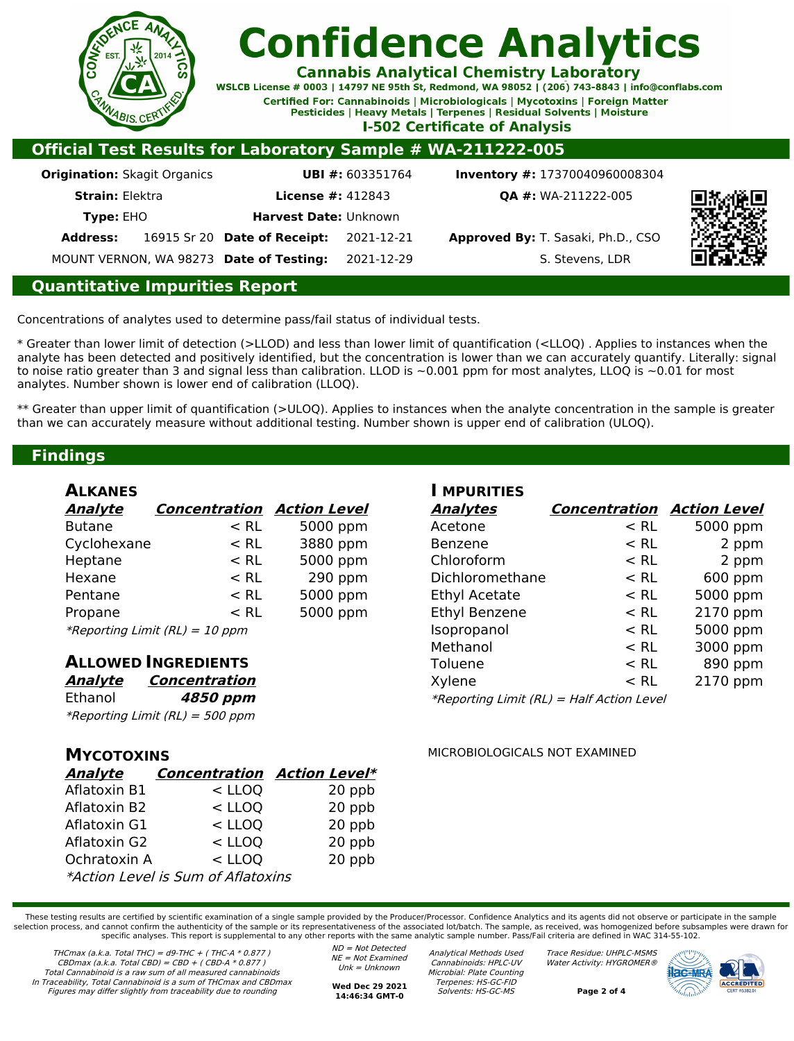# Confidence Analytics

**Cannabis Analytical Chemistry Laboratory**

WSLCB License # 0003 | 14797 NE 95th St, Redmond, WA 98052 | (206) 743-8843 | info@conflabs.com

Certified For: Cannabinoids | Microbiologicals | Mycotoxins | Foreign Matter
Pesticides | Heavy Metals | Terpenes | Residual Solvents | Moisture

**I-502 Certificate of Analysis**

## Official Test Results for Laboratory Sample # WA-211222-005

| | | | |
|---|---|---|---|
| **Origination:** Skagit Organics | **UBI #:** 603351764 | **Inventory #:** 17370040960008304 |
| **Strain:** Elektra | **License #:** 412843 | **QA #:** WA-211222-005 |
| **Type:** EHO | **Harvest Date:** Unknown | |
| **Address:** 16915 Sr 20 | **Date of Receipt:** 2021-12-21 | **Approved By:** T. Sasaki, Ph.D., CSO |
| MOUNT VERNON, WA 98273 | **Date of Testing:** 2021-12-29 | S. Stevens, LDR |

## Quantitative Impurities Report

Concentrations of analytes used to determine pass/fail status of individual tests.

* Greater than lower limit of detection (>LLOD) and less than lower limit of quantification (<LLOQ) . Applies to instances when the analyte has been detected and positively identified, but the concentration is lower than we can accurately quantify. Literally: signal to noise ratio greater than 3 and signal less than calibration. LLOD is ~0.001 ppm for most analytes, LLOQ is ~0.01 for most analytes. Number shown is lower end of calibration (LLOQ).

** Greater than upper limit of quantification (>ULOQ). Applies to instances when the analyte concentration in the sample is greater than we can accurately measure without additional testing. Number shown is upper end of calibration (ULOQ).

## Findings

### Alkanes

| Analyte | Concentration | Action Level |
|---|---|---|
| Butane | < RL | 5000 ppm |
| Cyclohexane | < RL | 3880 ppm |
| Heptane | < RL | 5000 ppm |
| Hexane | < RL | 290 ppm |
| Pentane | < RL | 5000 ppm |
| Propane | < RL | 5000 ppm |

*Reporting Limit (RL) = 10 ppm*

### Allowed Ingredients

| Analyte | Concentration |
|---|---|
| Ethanol | **4850 ppm** |

*Reporting Limit (RL) = 500 ppm*

### Mycotoxins

| Analyte | Concentration | Action Level* |
|---|---|---|
| Aflatoxin B1 | < LLOQ | 20 ppb |
| Aflatoxin B2 | < LLOQ | 20 ppb |
| Aflatoxin G1 | < LLOQ | 20 ppb |
| Aflatoxin G2 | < LLOQ | 20 ppb |
| Ochratoxin A | < LLOQ | 20 ppb |

*Action Level is Sum of Aflatoxins*

### Impurities

| Analytes | Concentration | Action Level |
|---|---|---|
| Acetone | < RL | 5000 ppm |
| Benzene | < RL | 2 ppm |
| Chloroform | < RL | 2 ppm |
| Dichloromethane | < RL | 600 ppm |
| Ethyl Acetate | < RL | 5000 ppm |
| Ethyl Benzene | < RL | 2170 ppm |
| Isopropanol | < RL | 5000 ppm |
| Methanol | < RL | 3000 ppm |
| Toluene | < RL | 890 ppm |
| Xylene | < RL | 2170 ppm |

*Reporting Limit (RL) = Half Action Level*

MICROBIOLOGICALS NOT EXAMINED

These testing results are certified by scientific examination of a single sample provided by the Producer/Processor. Confidence Analytics and its agents did not observe or participate in the sample selection process, and cannot confirm the authenticity of the sample or its representativeness of the associated lot/batch. The sample, as received, was homogenized before subsamples were drawn for specific analyses. This report is supplemental to any other reports with the same analytic sample number. Pass/Fail criteria are defined in WAC 314-55-102.

*THCmax (a.k.a. Total THC) = d9-THC + ( THC-A * 0.877 )*
*CBDmax (a.k.a. Total CBD) = CBD + ( CBD-A * 0.877 )*
*Total Cannabinoid is a raw sum of all measured cannabinoids*
*In Traceability, Total Cannabinoid is a sum of THCmax and CBDmax*
*Figures may differ slightly from traceability due to rounding*

*ND = Not Detected*
*NE = Not Examined*
*Unk = Unknown*

**Wed Dec 29 2021 14:46:34 GMT-0**

*Analytical Methods Used*
*Cannabinoids: HPLC-UV*
*Microbial: Plate Counting*
*Terpenes: HS-GC-FID*
*Solvents: HS-GC-MS*

*Trace Residue: UHPLC-MSMS*
*Water Activity: HYGROMER®*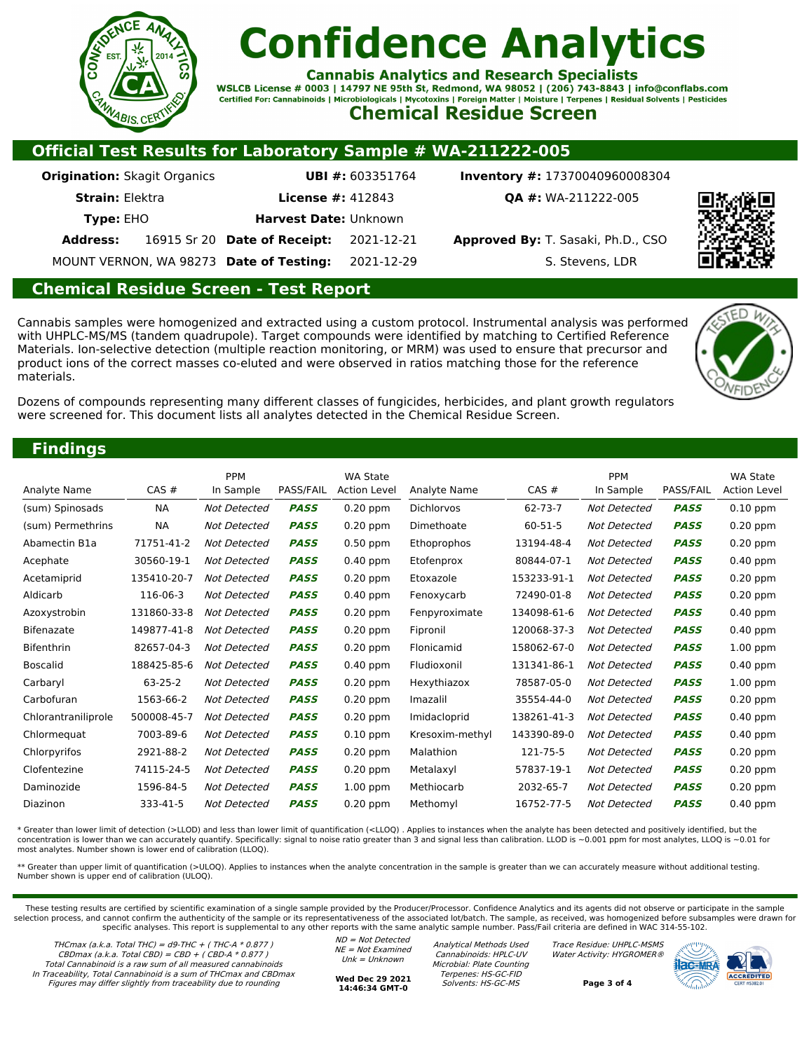# Confidence Analytics

**Cannabis Analytics and Research Specialists**

WSLCB License # 0003 | 14797 NE 95th St, Redmond, WA 98052 | (206) 743-8843 | info@conflabs.com

Certified For: Cannabinoids | Microbiologicals | Mycotoxins | Foreign Matter | Moisture | Terpenes | Residual Solvents | Pesticides

## Chemical Residue Screen

## Official Test Results for Laboratory Sample # WA-211222-005

| | | | | |
|---|---|---|---|---|
| **Origination:** Skagit Organics | **UBI #:** 603351764 | | **Inventory #:** 17370040960008304 | |
| **Strain:** Elektra | **License #:** 412843 | | **QA #:** WA-211222-005 | |
| **Type:** EHO | **Harvest Date:** Unknown | | | |
| **Address:** 16915 Sr 20 | **Date of Receipt:** | 2021-12-21 | **Approved By:** T. Sasaki, Ph.D., CSO | |
| MOUNT VERNON, WA 98273 | **Date of Testing:** | 2021-12-29 | S. Stevens, LDR | |

## Chemical Residue Screen - Test Report

Cannabis samples were homogenized and extracted using a custom protocol. Instrumental analysis was performed with UHPLC-MS/MS (tandem quadrupole). Target compounds were identified by matching to Certified Reference Materials. Ion-selective detection (multiple reaction monitoring, or MRM) was used to ensure that precursor and product ions of the correct masses co-eluted and were observed in ratios matching those for the reference materials.

Dozens of compounds representing many different classes of fungicides, herbicides, and plant growth regulators were screened for. This document lists all analytes detected in the Chemical Residue Screen.

## Findings

| Analyte Name | CAS # | PPM In Sample | PASS/FAIL | WA State Action Level |
|---|---|---|---|---|
| (sum) Spinosads | NA | *Not Detected* | **PASS** | 0.20 ppm |
| (sum) Permethrins | NA | *Not Detected* | **PASS** | 0.20 ppm |
| Abamectin B1a | 71751-41-2 | *Not Detected* | **PASS** | 0.50 ppm |
| Acephate | 30560-19-1 | *Not Detected* | **PASS** | 0.40 ppm |
| Acetamiprid | 135410-20-7 | *Not Detected* | **PASS** | 0.20 ppm |
| Aldicarb | 116-06-3 | *Not Detected* | **PASS** | 0.40 ppm |
| Azoxystrobin | 131860-33-8 | *Not Detected* | **PASS** | 0.20 ppm |
| Bifenazate | 149877-41-8 | *Not Detected* | **PASS** | 0.20 ppm |
| Bifenthrin | 82657-04-3 | *Not Detected* | **PASS** | 0.20 ppm |
| Boscalid | 188425-85-6 | *Not Detected* | **PASS** | 0.40 ppm |
| Carbaryl | 63-25-2 | *Not Detected* | **PASS** | 0.20 ppm |
| Carbofuran | 1563-66-2 | *Not Detected* | **PASS** | 0.20 ppm |
| Chlorantraniliprole | 500008-45-7 | *Not Detected* | **PASS** | 0.20 ppm |
| Chlormequat | 7003-89-6 | *Not Detected* | **PASS** | 0.10 ppm |
| Chlorpyrifos | 2921-88-2 | *Not Detected* | **PASS** | 0.20 ppm |
| Clofentezine | 74115-24-5 | *Not Detected* | **PASS** | 0.20 ppm |
| Daminozide | 1596-84-5 | *Not Detected* | **PASS** | 1.00 ppm |
| Diazinon | 333-41-5 | *Not Detected* | **PASS** | 0.20 ppm |
| Dichlorvos | 62-73-7 | *Not Detected* | **PASS** | 0.10 ppm |
| Dimethoate | 60-51-5 | *Not Detected* | **PASS** | 0.20 ppm |
| Ethoprophos | 13194-48-4 | *Not Detected* | **PASS** | 0.20 ppm |
| Etofenprox | 80844-07-1 | *Not Detected* | **PASS** | 0.40 ppm |
| Etoxazole | 153233-91-1 | *Not Detected* | **PASS** | 0.20 ppm |
| Fenoxycarb | 72490-01-8 | *Not Detected* | **PASS** | 0.20 ppm |
| Fenpyroximate | 134098-61-6 | *Not Detected* | **PASS** | 0.40 ppm |
| Fipronil | 120068-37-3 | *Not Detected* | **PASS** | 0.40 ppm |
| Flonicamid | 158062-67-0 | *Not Detected* | **PASS** | 1.00 ppm |
| Fludioxonil | 131341-86-1 | *Not Detected* | **PASS** | 0.40 ppm |
| Hexythiazox | 78587-05-0 | *Not Detected* | **PASS** | 1.00 ppm |
| Imazalil | 35554-44-0 | *Not Detected* | **PASS** | 0.20 ppm |
| Imidacloprid | 138261-41-3 | *Not Detected* | **PASS** | 0.40 ppm |
| Kresoxim-methyl | 143390-89-0 | *Not Detected* | **PASS** | 0.40 ppm |
| Malathion | 121-75-5 | *Not Detected* | **PASS** | 0.20 ppm |
| Metalaxyl | 57837-19-1 | *Not Detected* | **PASS** | 0.20 ppm |
| Methiocarb | 2032-65-7 | *Not Detected* | **PASS** | 0.20 ppm |
| Methomyl | 16752-77-5 | *Not Detected* | **PASS** | 0.40 ppm |

\* Greater than lower limit of detection (>LLOD) and less than lower limit of quantification (<LLOQ) . Applies to instances when the analyte has been detected and positively identified, but the concentration is lower than we can accurately quantify. Specifically: signal to noise ratio greater than 3 and signal less than calibration. LLOD is ~0.001 ppm for most analytes, LLOQ is ~0.01 for most analytes. Number shown is lower end of calibration (LLOQ).

\*\* Greater than upper limit of quantification (>ULOQ). Applies to instances when the analyte concentration in the sample is greater than we can accurately measure without additional testing. Number shown is upper end of calibration (ULOQ).

These testing results are certified by scientific examination of a single sample provided by the Producer/Processor. Confidence Analytics and its agents did not observe or participate in the sample selection process, and cannot confirm the authenticity of the sample or its representativeness of the associated lot/batch. The sample, as received, was homogenized before subsamples were drawn for specific analyses. This report is supplemental to any other reports with the same analytic sample number. Pass/Fail criteria are defined in WAC 314-55-102.

*THCmax (a.k.a. Total THC) = d9-THC + ( THC-A \* 0.877 )*
*CBDmax (a.k.a. Total CBD) = CBD + ( CBD-A \* 0.877 )*
*Total Cannabinoid is a raw sum of all measured cannabinoids*
*In Traceability, Total Cannabinoid is a sum of THCmax and CBDmax*
*Figures may differ slightly from traceability due to rounding*

*ND = Not Detected*
*NE = Not Examined*
*Unk = Unknown*

**Wed Dec 29 2021 14:46:34 GMT-0**

*Analytical Methods Used*
*Cannabinoids: HPLC-UV*
*Microbial: Plate Counting*
*Terpenes: HS-GC-FID*
*Solvents: HS-GC-MS*

*Trace Residue: UHPLC-MSMS*
*Water Activity: HYGROMER®*

ACCREDITED CERT #5382.01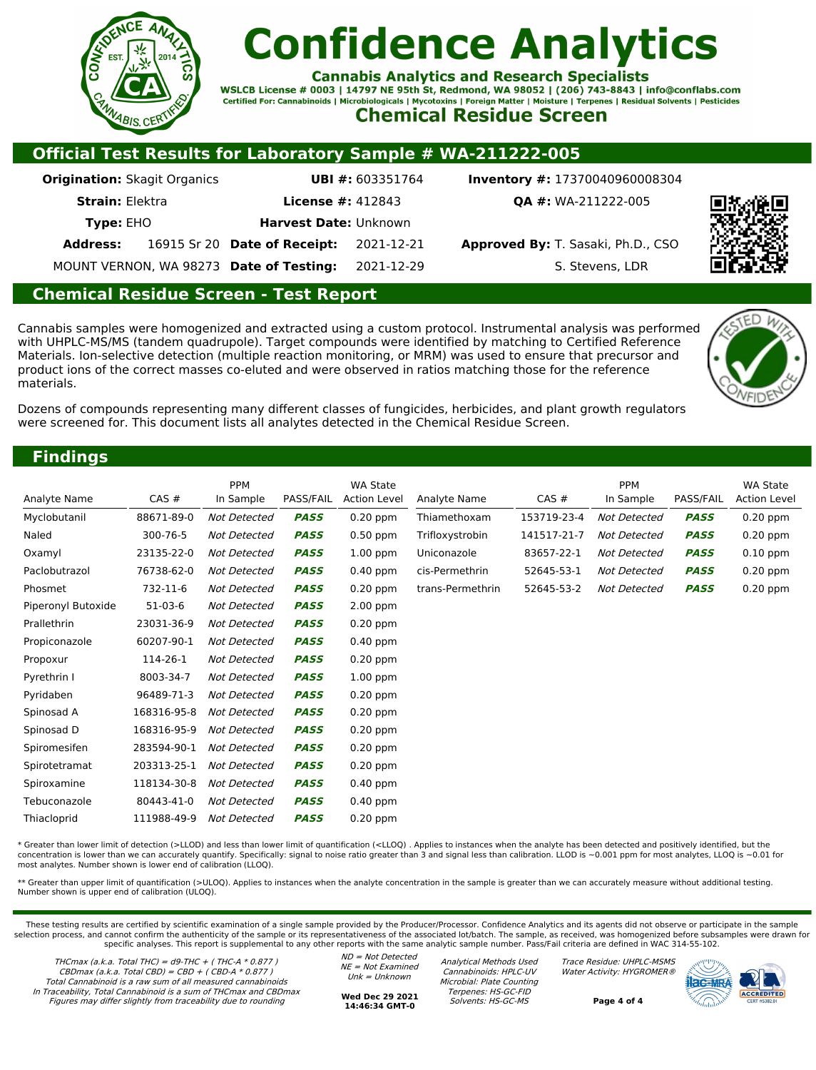# Confidence Analytics

**Cannabis Analytics and Research Specialists**

WSLCB License # 0003 | 14797 NE 95th St, Redmond, WA 98052 | (206) 743-8843 | info@conflabs.com

Certified For: Cannabinoids | Microbiologicals | Mycotoxins | Foreign Matter | Moisture | Terpenes | Residual Solvents | Pesticides

## Chemical Residue Screen

## Official Test Results for Laboratory Sample # WA-211222-005

| | | | | | |
|---|---|---|---|---|---|
| **Origination:** Skagit Organics | | **UBI #:** 603351764 | | **Inventory #:** 17370040960008304 | |
| **Strain:** Elektra | | **License #:** 412843 | | **QA #:** WA-211222-005 | |
| **Type:** EHO | | **Harvest Date:** Unknown | | | |
| **Address:** | 16915 Sr 20 | **Date of Receipt:** | 2021-12-21 | **Approved By:** T. Sasaki, Ph.D., CSO | |
| MOUNT VERNON, WA 98273 | | **Date of Testing:** | 2021-12-29 | S. Stevens, LDR | |

## Chemical Residue Screen - Test Report

Cannabis samples were homogenized and extracted using a custom protocol. Instrumental analysis was performed with UHPLC-MS/MS (tandem quadrupole). Target compounds were identified by matching to Certified Reference Materials. Ion-selective detection (multiple reaction monitoring, or MRM) was used to ensure that precursor and product ions of the correct masses co-eluted and were observed in ratios matching those for the reference materials.

Dozens of compounds representing many different classes of fungicides, herbicides, and plant growth regulators were screened for. This document lists all analytes detected in the Chemical Residue Screen.

## Findings

| Analyte Name | CAS # | PPM In Sample | PASS/FAIL | WA State Action Level |
|---|---|---|---|---|
| Myclobutanil | 88671-89-0 | *Not Detected* | **PASS** | 0.20 ppm |
| Naled | 300-76-5 | *Not Detected* | **PASS** | 0.50 ppm |
| Oxamyl | 23135-22-0 | *Not Detected* | **PASS** | 1.00 ppm |
| Paclobutrazol | 76738-62-0 | *Not Detected* | **PASS** | 0.40 ppm |
| Phosmet | 732-11-6 | *Not Detected* | **PASS** | 0.20 ppm |
| Piperonyl Butoxide | 51-03-6 | *Not Detected* | **PASS** | 2.00 ppm |
| Prallethrin | 23031-36-9 | *Not Detected* | **PASS** | 0.20 ppm |
| Propiconazole | 60207-90-1 | *Not Detected* | **PASS** | 0.40 ppm |
| Propoxur | 114-26-1 | *Not Detected* | **PASS** | 0.20 ppm |
| Pyrethrin I | 8003-34-7 | *Not Detected* | **PASS** | 1.00 ppm |
| Pyridaben | 96489-71-3 | *Not Detected* | **PASS** | 0.20 ppm |
| Spinosad A | 168316-95-8 | *Not Detected* | **PASS** | 0.20 ppm |
| Spinosad D | 168316-95-9 | *Not Detected* | **PASS** | 0.20 ppm |
| Spiromesifen | 283594-90-1 | *Not Detected* | **PASS** | 0.20 ppm |
| Spirotetramat | 203313-25-1 | *Not Detected* | **PASS** | 0.20 ppm |
| Spiroxamine | 118134-30-8 | *Not Detected* | **PASS** | 0.40 ppm |
| Tebuconazole | 80443-41-0 | *Not Detected* | **PASS** | 0.40 ppm |
| Thiacloprid | 111988-49-9 | *Not Detected* | **PASS** | 0.20 ppm |
| Thiamethoxam | 153719-23-4 | *Not Detected* | **PASS** | 0.20 ppm |
| Trifloxystrobin | 141517-21-7 | *Not Detected* | **PASS** | 0.20 ppm |
| Uniconazole | 83657-22-1 | *Not Detected* | **PASS** | 0.10 ppm |
| cis-Permethrin | 52645-53-1 | *Not Detected* | **PASS** | 0.20 ppm |
| trans-Permethrin | 52645-53-2 | *Not Detected* | **PASS** | 0.20 ppm |

* Greater than lower limit of detection (>LLOD) and less than lower limit of quantification (<LLOQ) . Applies to instances when the analyte has been detected and positively identified, but the concentration is lower than we can accurately quantify. Specifically: signal to noise ratio greater than 3 and signal less than calibration. LLOD is ~0.001 ppm for most analytes, LLOQ is ~0.01 for most analytes. Number shown is lower end of calibration (LLOQ).

** Greater than upper limit of quantification (>ULOQ). Applies to instances when the analyte concentration in the sample is greater than we can accurately measure without additional testing. Number shown is upper end of calibration (ULOQ).

These testing results are certified by scientific examination of a single sample provided by the Producer/Processor. Confidence Analytics and its agents did not observe or participate in the sample selection process, and cannot confirm the authenticity of the sample or its representativeness of the associated lot/batch. The sample, as received, was homogenized before subsamples were drawn for specific analyses. This report is supplemental to any other reports with the same analytic sample number. Pass/Fail criteria are defined in WAC 314-55-102.

*THCmax (a.k.a. Total THC) = d9-THC + ( THC-A * 0.877 )*
*CBDmax (a.k.a. Total CBD) = CBD + ( CBD-A * 0.877 )*
*Total Cannabinoid is a raw sum of all measured cannabinoids*
*In Traceability, Total Cannabinoid is a sum of THCmax and CBDmax*
*Figures may differ slightly from traceability due to rounding*

*ND = Not Detected*
*NE = Not Examined*
*Unk = Unknown*

**Wed Dec 29 2021 14:46:34 GMT-0**

*Analytical Methods Used*
*Cannabinoids: HPLC-UV*
*Microbial: Plate Counting*
*Terpenes: HS-GC-FID*
*Solvents: HS-GC-MS*

*Trace Residue: UHPLC-MSMS*
*Water Activity: HYGROMER®*

ACCREDITED CERT #5382.01